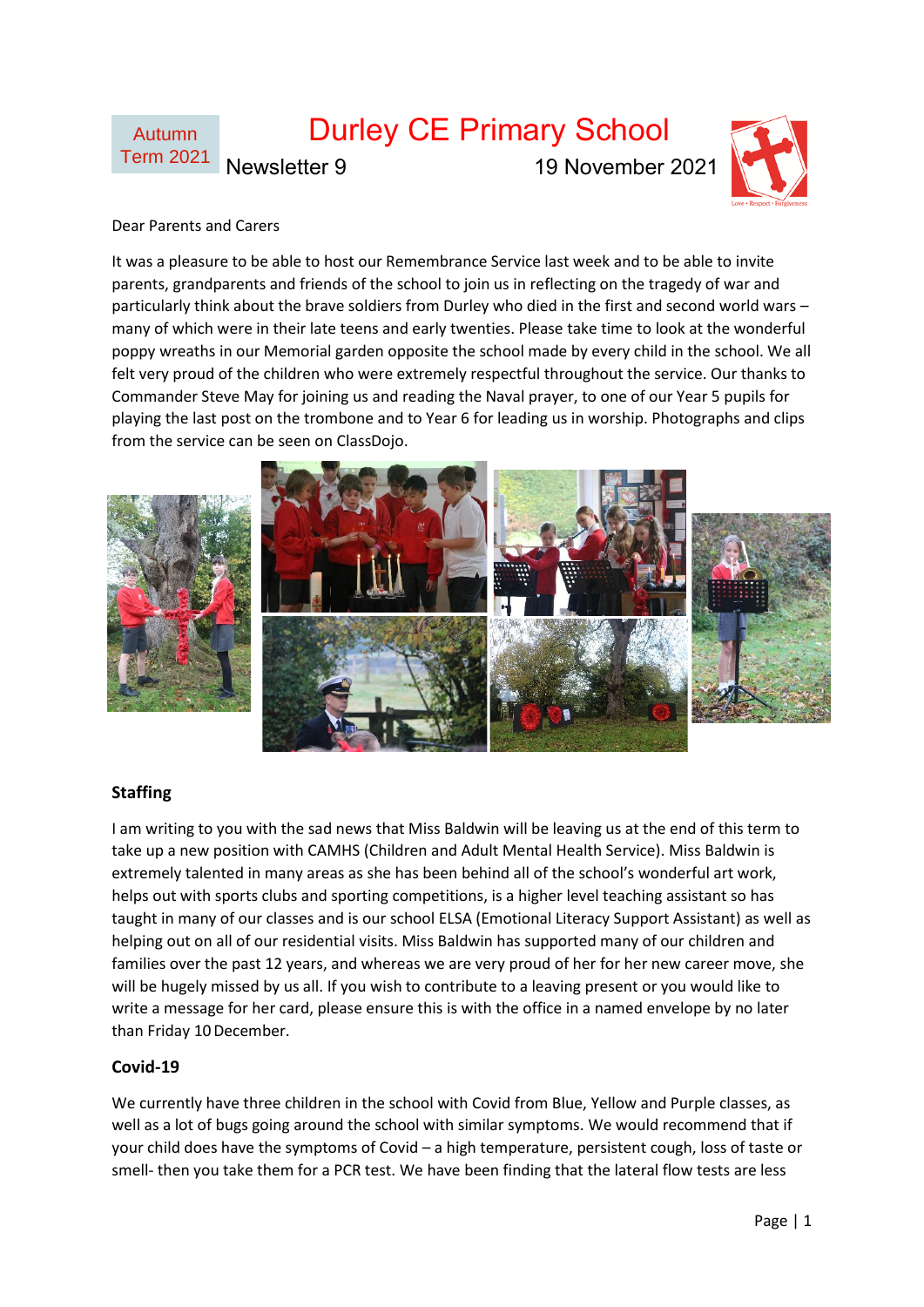Autumn Term 2021

# Durley CE Primary School

Newsletter 9 19 November 2021

Dear Parents and Carers

It was a pleasure to be able to host our Remembrance Service last week and to be able to invite parents, grandparents and friends of the school to join us in reflecting on the tragedy of war and particularly think about the brave soldiers from Durley who died in the first and second world wars – many of which were in their late teens and early twenties. Please take time to look at the wonderful poppy wreaths in our Memorial garden opposite the school made by every child in the school. We all felt very proud of the children who were extremely respectful throughout the service. Our thanks to Commander Steve May for joining us and reading the Naval prayer, to one of our Year 5 pupils for playing the last post on the trombone and to Year 6 for leading us in worship. Photographs and clips from the service can be seen on ClassDojo.

## Staffing

I am writing to you with the sad news that Miss Baldwin will be leaving us at the end of this term to take up a new position with CAMHS (Children and Adult Mental Health Service). Miss Baldwin is extremely talented in many areas as she has been behind all of the school's wonderful art work, helps out with sports clubs and sporting competitions, is a higher level teaching assistant so has taught in many of our classes and is our school ELSA (Emotional Literacy Support Assistant) as well as helping out on all of our residential visits. Miss Baldwin has supported many of our children and families over the past 12 years, and whereas we are very proud of her for her new career move, she will be hugely missed by us all. If you wish to contribute to a leaving present or you would like to write a message for her card, please ensure this is with the office in a named envelope by no later than Friday 10 December.

## Covid-19

We currently have three children in the school with Covid from Blue, Yellow and Purple classes, as well as a lot of bugs going around the school with similar symptoms. We would recommend that if your child does have the symptoms of Covid – a high temperature, persistent cough, loss of taste or smell- then you take them for a PCR test. We have been finding that the lateral flow tests are less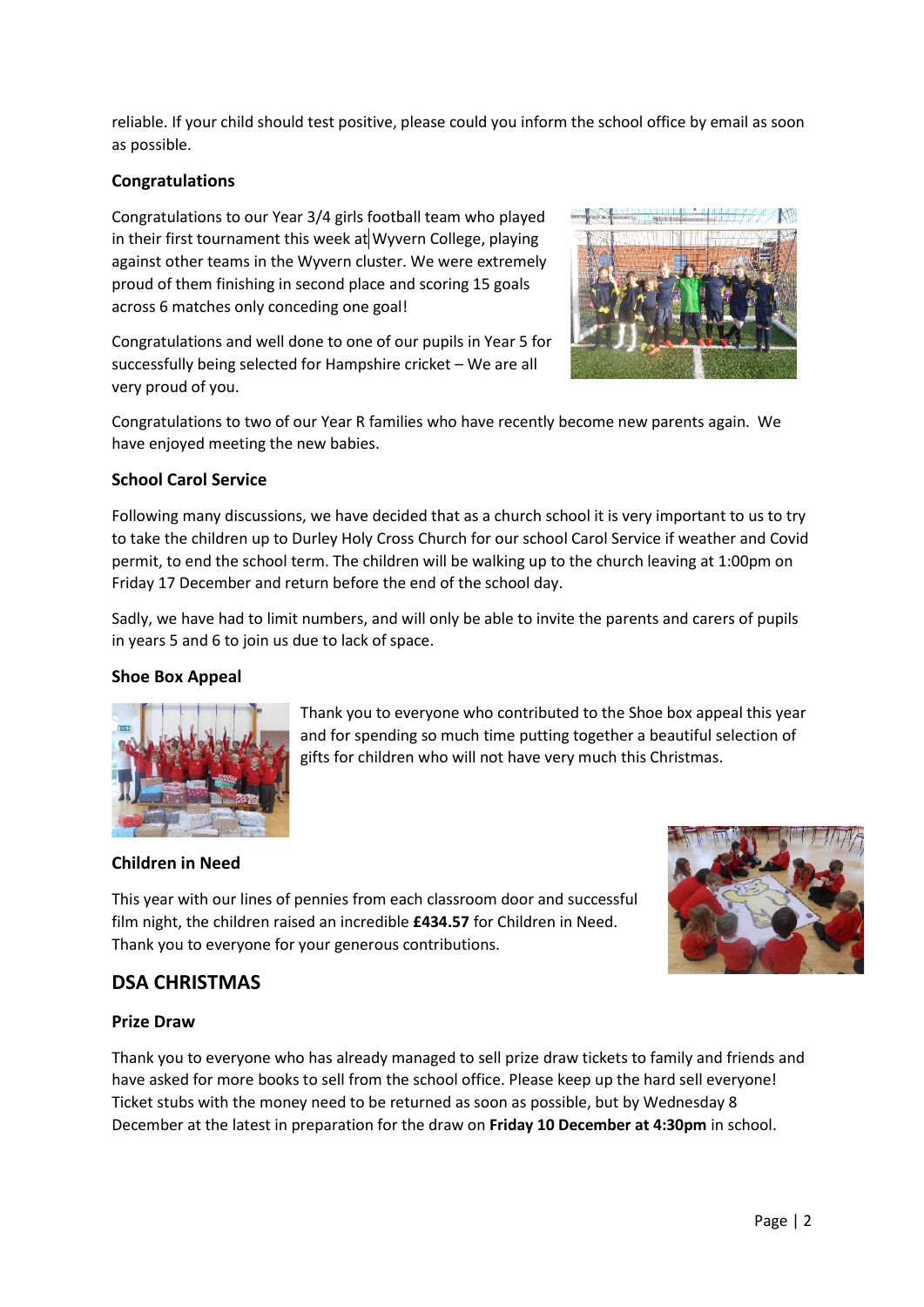reliable. If your child should test positive, please could you inform the school office by email as soon as possible.

### Congratulations

Congratulations to our Year 3/4 girls football team who played in their first tournament this week at Wyvern College, playing against other teams in the Wyvern cluster. We were extremely proud of them finishing in second place and scoring 15 goals across 6 matches only conceding one goal!

Congratulations and well done to one of our pupils in Year 5 for successfully being selected for Hampshire cricket – We are all very proud of you.

Congratulations to two of our Year R families who have recently become new parents again. We have enjoyed meeting the new babies.

### School Carol Service

Following many discussions, we have decided that as a church school it is very important to us to try to take the children up to Durley Holy Cross Church for our school Carol Service if weather and Covid permit, to end the school term. The children will be walking up to the church leaving at 1:00pm on Friday 17 December and return before the end of the school day.

Sadly, we have had to limit numbers, and will only be able to invite the parents and carers of pupils in years 5 and 6 to join us due to lack of space.

### Shoe Box Appeal

Thank you to everyone who contributed to the Shoe box appeal this year and for spending so much time putting together a beautiful selection of gifts for children who will not have very much this Christmas.

### Children in Need

This year with our lines of pennies from each classroom door and successful film night, the children raised an incredible **£434.57** for Children in Need. Thank you to everyone for your generous contributions.

## DSA CHRISTMAS

### Prize Draw

Thank you to everyone who has already managed to sell prize draw tickets to family and friends and have asked for more books to sell from the school office. Please keep up the hard sell everyone! Ticket stubs with the money need to be returned as soon as possible, but by Wednesday 8 December at the latest in preparation for the draw on **Friday 10 December at 4:30pm** in school.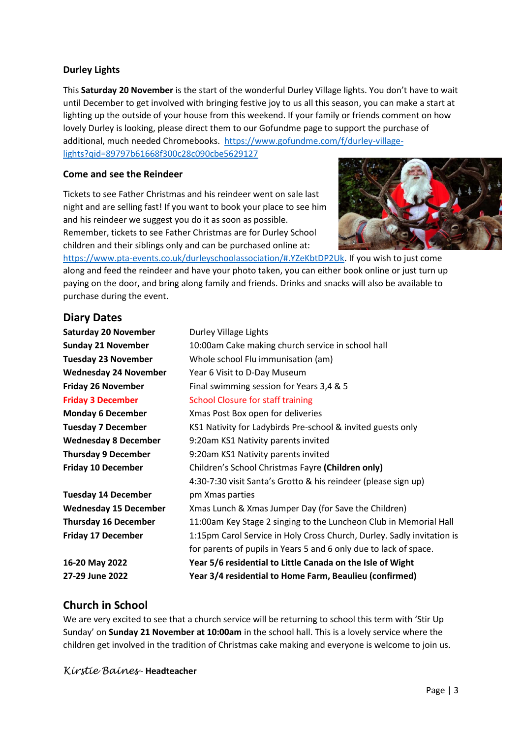### Durley Lights

This **Saturday 20 November** is the start of the wonderful Durley Village lights. You don't have to wait until December to get involved with bringing festive joy to us all this season, you can make a start at lighting up the outside of your house from this weekend. If your family or friends comment on how lovely Durley is looking, please direct them to our Gofundme page to support the purchase of additional, much needed Chromebooks. https://www.gofundme.com/f/durley-village-lights?qid=89797b61668f300c28c090cbe5629127

### Come and see the Reindeer

Tickets to see Father Christmas and his reindeer went on sale last night and are selling fast! If you want to book your place to see him and his reindeer we suggest you do it as soon as possible. Remember, tickets to see Father Christmas are for Durley School children and their siblings only and can be purchased online at: https://www.pta-events.co.uk/durleyschoolassociation/#.YZeKbtDP2Uk. If you wish to just come along and feed the reindeer and have your photo taken, you can either book online or just turn up paying on the door, and bring along family and friends. Drinks and snacks will also be available to purchase during the event.

## Diary Dates

| | |
|---|---|
| **Saturday 20 November** | Durley Village Lights |
| **Sunday 21 November** | 10:00am Cake making church service in school hall |
| **Tuesday 23 November** | Whole school Flu immunisation (am) |
| **Wednesday 24 November** | Year 6 Visit to D-Day Museum |
| **Friday 26 November** | Final swimming session for Years 3,4 & 5 |
| **Friday 3 December** | School Closure for staff training |
| **Monday 6 December** | Xmas Post Box open for deliveries |
| **Tuesday 7 December** | KS1 Nativity for Ladybirds Pre-school & invited guests only |
| **Wednesday 8 December** | 9:20am KS1 Nativity parents invited |
| **Thursday 9 December** | 9:20am KS1 Nativity parents invited |
| **Friday 10 December** | Children's School Christmas Fayre **(Children only)** |
| | 4:30-7:30 visit Santa's Grotto & his reindeer (please sign up) |
| **Tuesday 14 December** | pm Xmas parties |
| **Wednesday 15 December** | Xmas Lunch & Xmas Jumper Day (for Save the Children) |
| **Thursday 16 December** | 11:00am Key Stage 2 singing to the Luncheon Club in Memorial Hall |
| **Friday 17 December** | 1:15pm Carol Service in Holy Cross Church, Durley. Sadly invitation is for parents of pupils in Years 5 and 6 only due to lack of space. |
| **16-20 May 2022** | **Year 5/6 residential to Little Canada on the Isle of Wight** |
| **27-29 June 2022** | **Year 3/4 residential to Home Farm, Beaulieu (confirmed)** |

## Church in School

We are very excited to see that a church service will be returning to school this term with 'Stir Up Sunday' on **Sunday 21 November at 10:00am** in the school hall. This is a lovely service where the children get involved in the tradition of Christmas cake making and everyone is welcome to join us.

*Kirstie Baines*- **Headteacher**